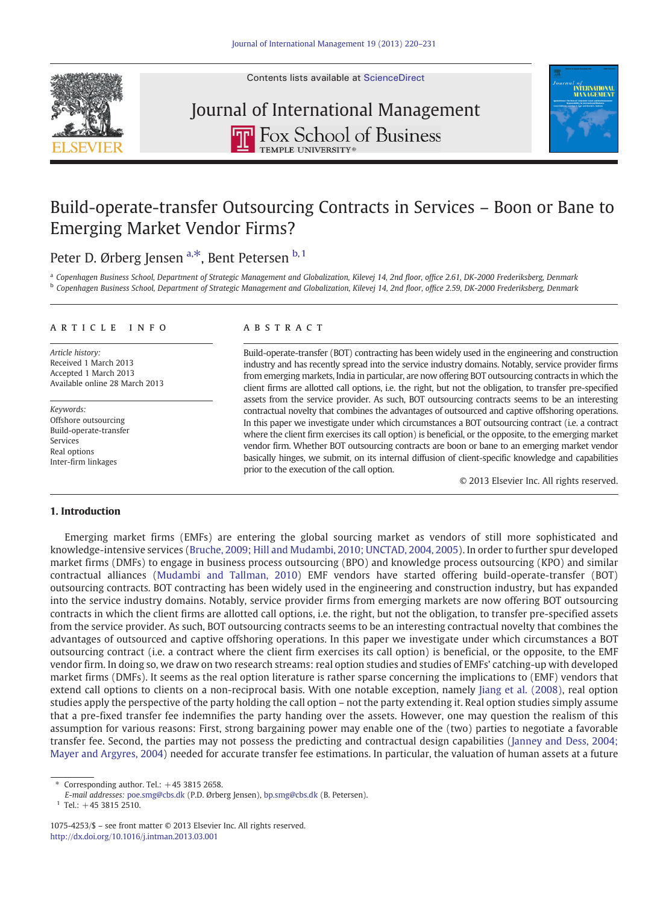# Build-operate-transfer Outsourcing Contracts in Services – Boon or Bane to Emerging Market Vendor Firms?

Peter D. Ørberg Jensen [a,*], Bent Petersen [b,1]

[a] Copenhagen Business School, Department of Strategic Management and Globalization, Kilevej 14, 2nd floor, office 2.61, DK-2000 Frederiksberg, Denmark
[b] Copenhagen Business School, Department of Strategic Management and Globalization, Kilevej 14, 2nd floor, office 2.59, DK-2000 Frederiksberg, Denmark

**ARTICLE INFO**

*Article history:*
Received 1 March 2013
Accepted 1 March 2013
Available online 28 March 2013

*Keywords:*
Offshore outsourcing
Build-operate-transfer
Services
Real options
Inter-firm linkages

**ABSTRACT**

Build-operate-transfer (BOT) contracting has been widely used in the engineering and construction industry and has recently spread into the service industry domains. Notably, service provider firms from emerging markets, India in particular, are now offering BOT outsourcing contracts in which the client firms are allotted call options, i.e. the right, but not the obligation, to transfer pre-specified assets from the service provider. As such, BOT outsourcing contracts seems to be an interesting contractual novelty that combines the advantages of outsourced and captive offshoring operations. In this paper we investigate under which circumstances a BOT outsourcing contract (i.e. a contract where the client firm exercises its call option) is beneficial, or the opposite, to the emerging market vendor firm. Whether BOT outsourcing contracts are boon or bane to an emerging market vendor basically hinges, we submit, on its internal diffusion of client-specific knowledge and capabilities prior to the execution of the call option.

© 2013 Elsevier Inc. All rights reserved.

## 1. Introduction

Emerging market firms (EMFs) are entering the global sourcing market as vendors of still more sophisticated and knowledge-intensive services (Bruche, 2009; Hill and Mudambi, 2010; UNCTAD, 2004, 2005). In order to further spur developed market firms (DMFs) to engage in business process outsourcing (BPO) and knowledge process outsourcing (KPO) and similar contractual alliances (Mudambi and Tallman, 2010) EMF vendors have started offering build-operate-transfer (BOT) outsourcing contracts. BOT contracting has been widely used in the engineering and construction industry, but has expanded into the service industry domains. Notably, service provider firms from emerging markets are now offering BOT outsourcing contracts in which the client firms are allotted call options, i.e. the right, but not the obligation, to transfer pre-specified assets from the service provider. As such, BOT outsourcing contracts seems to be an interesting contractual novelty that combines the advantages of outsourced and captive offshoring operations. In this paper we investigate under which circumstances a BOT outsourcing contract (i.e. a contract where the client firm exercises its call option) is beneficial, or the opposite, to the EMF vendor firm. In doing so, we draw on two research streams: real option studies and studies of EMFs' catching-up with developed market firms (DMFs). It seems as the real option literature is rather sparse concerning the implications to (EMF) vendors that extend call options to clients on a non-reciprocal basis. With one notable exception, namely Jiang et al. (2008), real option studies apply the perspective of the party holding the call option – not the party extending it. Real option studies simply assume that a pre-fixed transfer fee indemnifies the party handing over the assets. However, one may question the realism of this assumption for various reasons: First, strong bargaining power may enable one of the (two) parties to negotiate a favorable transfer fee. Second, the parties may not possess the predicting and contractual design capabilities (Janney and Dess, 2004; Mayer and Argyres, 2004) needed for accurate transfer fee estimations. In particular, the valuation of human assets at a future

* Corresponding author. Tel.: +45 3815 2658.
*E-mail addresses:* poe.smg@cbs.dk (P.D. Ørberg Jensen), bp.smg@cbs.dk (B. Petersen).
[1] Tel.: +45 3815 2510.

1075-4253/$ – see front matter © 2013 Elsevier Inc. All rights reserved.
http://dx.doi.org/10.1016/j.intman.2013.03.001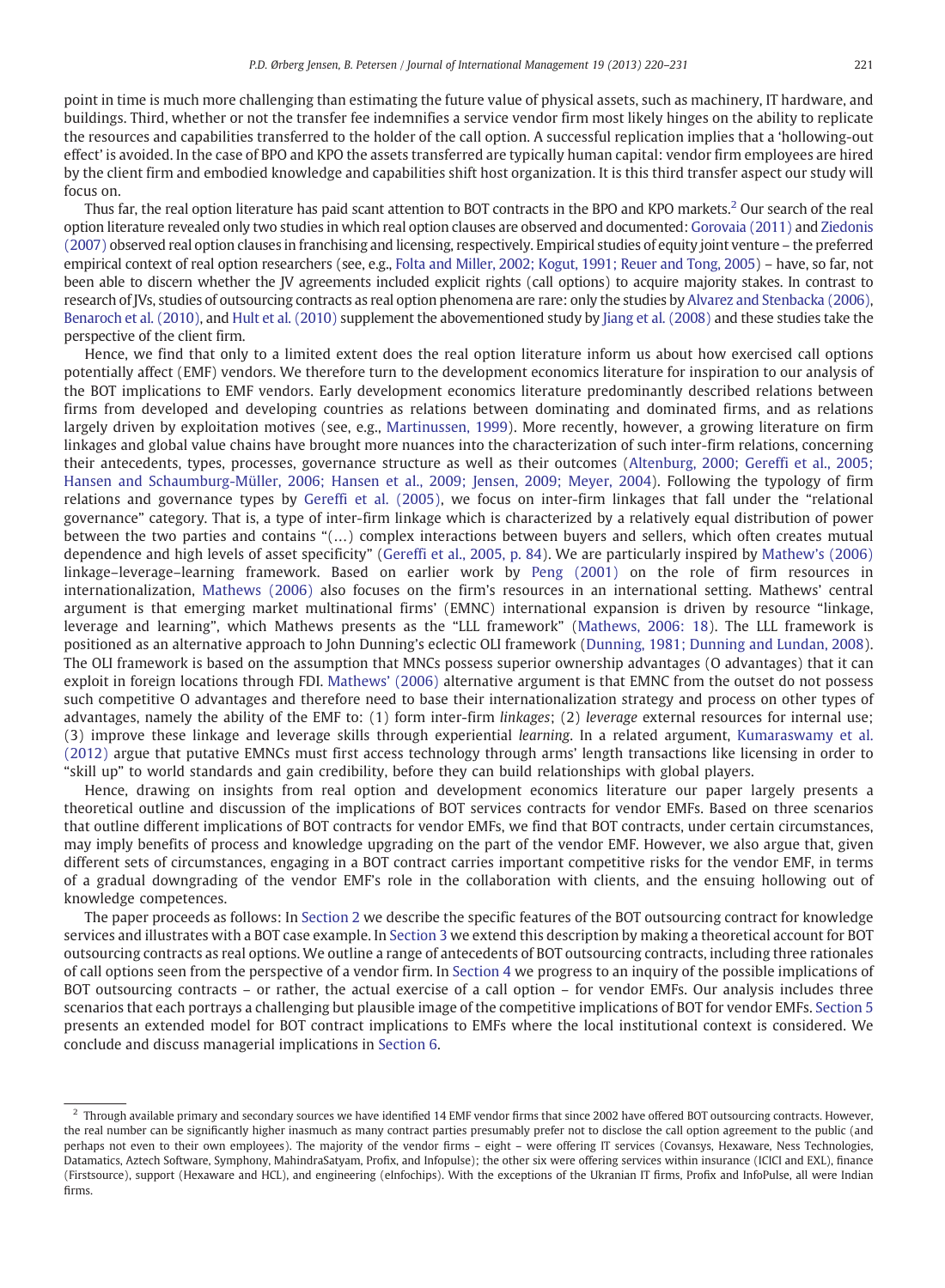point in time is much more challenging than estimating the future value of physical assets, such as machinery, IT hardware, and buildings. Third, whether or not the transfer fee indemnifies a service vendor firm most likely hinges on the ability to replicate the resources and capabilities transferred to the holder of the call option. A successful replication implies that a 'hollowing-out effect' is avoided. In the case of BPO and KPO the assets transferred are typically human capital: vendor firm employees are hired by the client firm and embodied knowledge and capabilities shift host organization. It is this third transfer aspect our study will focus on.

Thus far, the real option literature has paid scant attention to BOT contracts in the BPO and KPO markets.[2] Our search of the real option literature revealed only two studies in which real option clauses are observed and documented: Gorovaia (2011) and Ziedonis (2007) observed real option clauses in franchising and licensing, respectively. Empirical studies of equity joint venture – the preferred empirical context of real option researchers (see, e.g., Folta and Miller, 2002; Kogut, 1991; Reuer and Tong, 2005) – have, so far, not been able to discern whether the JV agreements included explicit rights (call options) to acquire majority stakes. In contrast to research of JVs, studies of outsourcing contracts as real option phenomena are rare: only the studies by Alvarez and Stenbacka (2006), Benaroch et al. (2010), and Hult et al. (2010) supplement the abovementioned study by Jiang et al. (2008) and these studies take the perspective of the client firm.

Hence, we find that only to a limited extent does the real option literature inform us about how exercised call options potentially affect (EMF) vendors. We therefore turn to the development economics literature for inspiration to our analysis of the BOT implications to EMF vendors. Early development economics literature predominantly described relations between firms from developed and developing countries as relations between dominating and dominated firms, and as relations largely driven by exploitation motives (see, e.g., Martinussen, 1999). More recently, however, a growing literature on firm linkages and global value chains have brought more nuances into the characterization of such inter-firm relations, concerning their antecedents, types, processes, governance structure as well as their outcomes (Altenburg, 2000; Gereffi et al., 2005; Hansen and Schaumburg-Müller, 2006; Hansen et al., 2009; Jensen, 2009; Meyer, 2004). Following the typology of firm relations and governance types by Gereffi et al. (2005), we focus on inter-firm linkages that fall under the "relational governance" category. That is, a type of inter-firm linkage which is characterized by a relatively equal distribution of power between the two parties and contains "(…) complex interactions between buyers and sellers, which often creates mutual dependence and high levels of asset specificity" (Gereffi et al., 2005, p. 84). We are particularly inspired by Mathew's (2006) linkage–leverage–learning framework. Based on earlier work by Peng (2001) on the role of firm resources in internationalization, Mathews (2006) also focuses on the firm's resources in an international setting. Mathews' central argument is that emerging market multinational firms' (EMNC) international expansion is driven by resource "linkage, leverage and learning", which Mathews presents as the "LLL framework" (Mathews, 2006: 18). The LLL framework is positioned as an alternative approach to John Dunning's eclectic OLI framework (Dunning, 1981; Dunning and Lundan, 2008). The OLI framework is based on the assumption that MNCs possess superior ownership advantages (O advantages) that it can exploit in foreign locations through FDI. Mathews' (2006) alternative argument is that EMNC from the outset do not possess such competitive O advantages and therefore need to base their internationalization strategy and process on other types of advantages, namely the ability of the EMF to: (1) form inter-firm *linkages*; (2) *leverage* external resources for internal use; (3) improve these linkage and leverage skills through experiential *learning*. In a related argument, Kumaraswamy et al. (2012) argue that putative EMNCs must first access technology through arms' length transactions like licensing in order to "skill up" to world standards and gain credibility, before they can build relationships with global players.

Hence, drawing on insights from real option and development economics literature our paper largely presents a theoretical outline and discussion of the implications of BOT services contracts for vendor EMFs. Based on three scenarios that outline different implications of BOT contracts for vendor EMFs, we find that BOT contracts, under certain circumstances, may imply benefits of process and knowledge upgrading on the part of the vendor EMF. However, we also argue that, given different sets of circumstances, engaging in a BOT contract carries important competitive risks for the vendor EMF, in terms of a gradual downgrading of the vendor EMF's role in the collaboration with clients, and the ensuing hollowing out of knowledge competences.

The paper proceeds as follows: In Section 2 we describe the specific features of the BOT outsourcing contract for knowledge services and illustrates with a BOT case example. In Section 3 we extend this description by making a theoretical account for BOT outsourcing contracts as real options. We outline a range of antecedents of BOT outsourcing contracts, including three rationales of call options seen from the perspective of a vendor firm. In Section 4 we progress to an inquiry of the possible implications of BOT outsourcing contracts – or rather, the actual exercise of a call option – for vendor EMFs. Our analysis includes three scenarios that each portrays a challenging but plausible image of the competitive implications of BOT for vendor EMFs. Section 5 presents an extended model for BOT contract implications to EMFs where the local institutional context is considered. We conclude and discuss managerial implications in Section 6.

---

[2] Through available primary and secondary sources we have identified 14 EMF vendor firms that since 2002 have offered BOT outsourcing contracts. However, the real number can be significantly higher inasmuch as many contract parties presumably prefer not to disclose the call option agreement to the public (and perhaps not even to their own employees). The majority of the vendor firms – eight – were offering IT services (Covansys, Hexaware, Ness Technologies, Datamatics, Aztech Software, Symphony, MahindraSatyam, Profix, and Infopulse); the other six were offering services within insurance (ICICI and EXL), finance (Firstsource), support (Hexaware and HCL), and engineering (eInfochips). With the exceptions of the Ukranian IT firms, Profix and InfoPulse, all were Indian firms.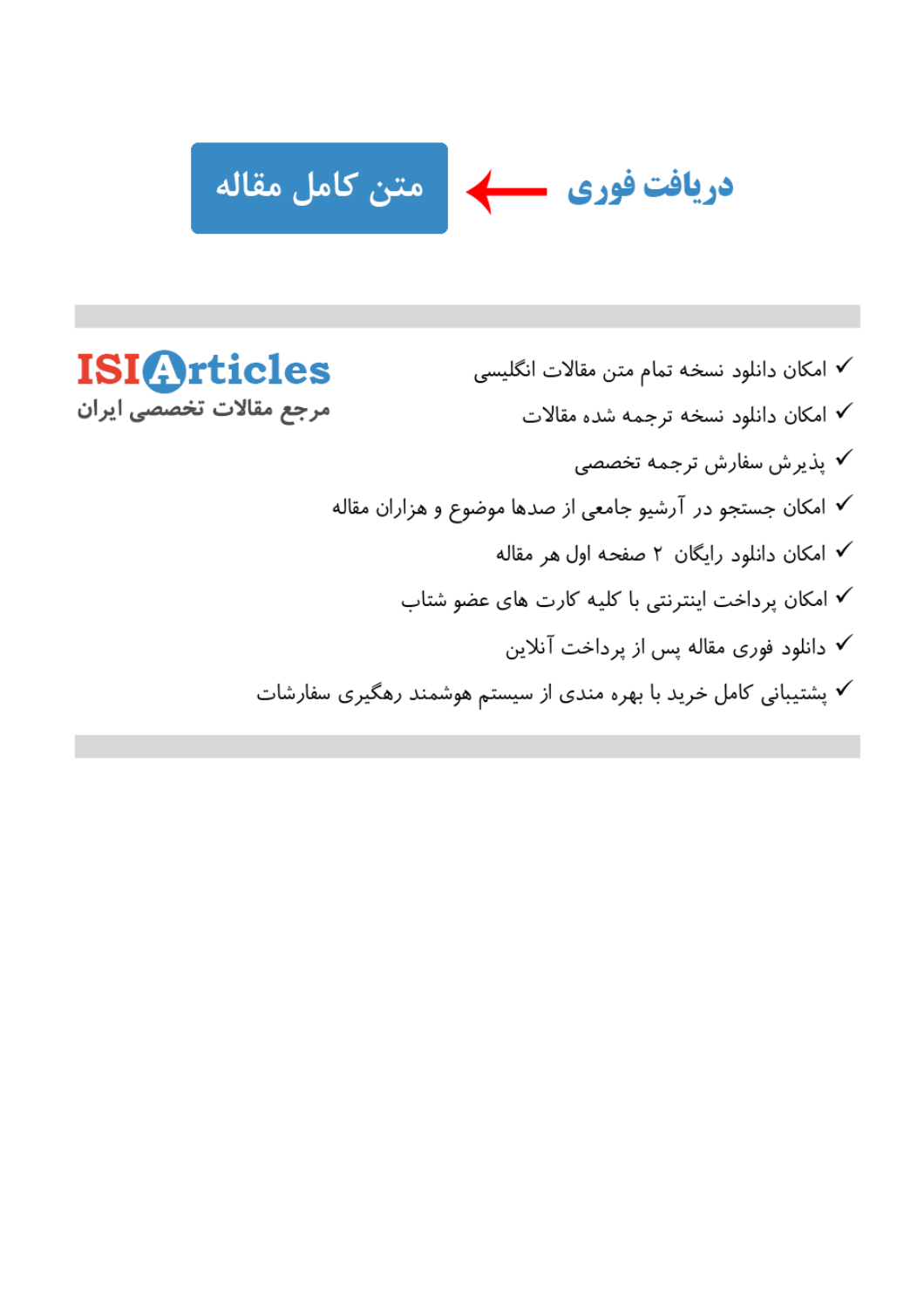دریافت فوری ← **متن کامل مقاله**

**ISIArticles**
مرجع مقالات تخصصی ایران

- ✓ امکان دانلود نسخه تمام متن مقالات انگلیسی
- ✓ امکان دانلود نسخه ترجمه شده مقالات
- ✓ پذیرش سفارش ترجمه تخصصی
- ✓ امکان جستجو در آرشیو جامعی از صدها موضوع و هزاران مقاله
- ✓ امکان دانلود رایگان ۲ صفحه اول هر مقاله
- ✓ امکان پرداخت اینترنتی با کلیه کارت های عضو شتاب
- ✓ دانلود فوری مقاله پس از پرداخت آنلاین
- ✓ پشتیبانی کامل خرید با بهره مندی از سیستم هوشمند رهگیری سفارشات